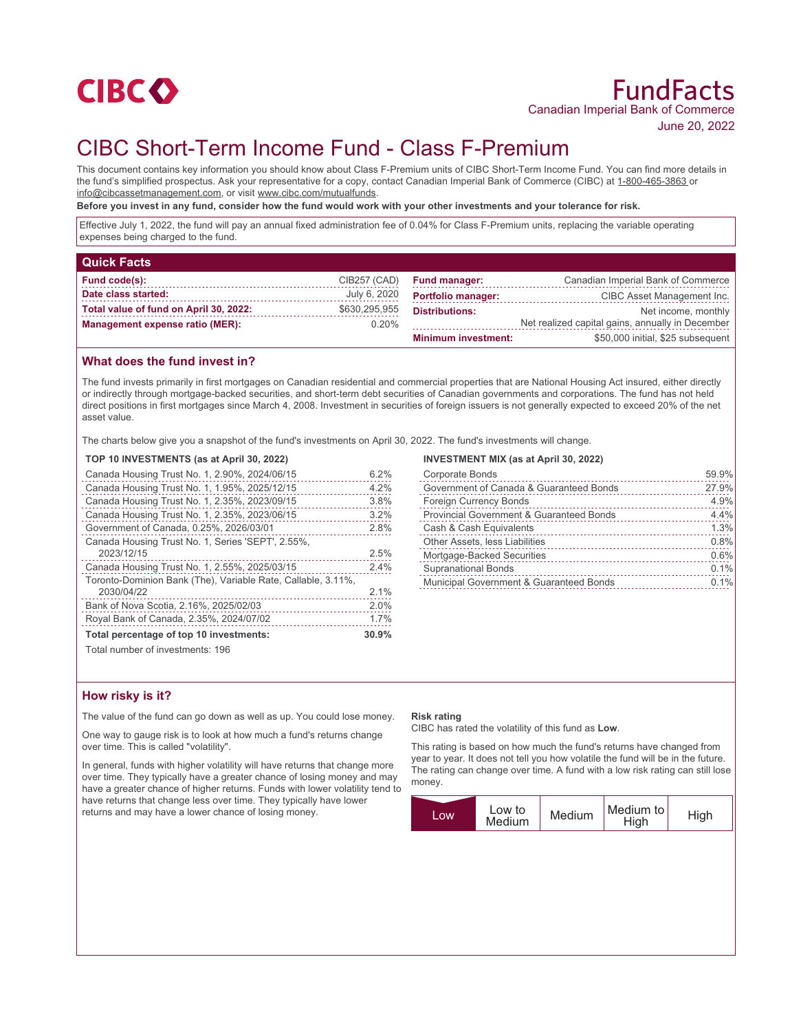CIBC

# FundFacts

Canadian Imperial Bank of Commerce

June 20, 2022

# CIBC Short-Term Income Fund - Class F-Premium

This document contains key information you should know about Class F-Premium units of CIBC Short-Term Income Fund. You can find more details in the fund's simplified prospectus. Ask your representative for a copy, contact Canadian Imperial Bank of Commerce (CIBC) at 1-800-465-3863 or info@cibcassetmanagement.com, or visit www.cibc.com/mutualfunds.

**Before you invest in any fund, consider how the fund would work with your other investments and your tolerance for risk.**

Effective July 1, 2022, the fund will pay an annual fixed administration fee of 0.04% for Class F-Premium units, replacing the variable operating expenses being charged to the fund.

## Quick Facts

| | |
|---|---|
| **Fund code(s):** | CIB257 (CAD) |
| **Date class started:** | July 6, 2020 |
| **Total value of fund on April 30, 2022:** | $630,295,955 |
| **Management expense ratio (MER):** | 0.20% |
| **Fund manager:** | Canadian Imperial Bank of Commerce |
| **Portfolio manager:** | CIBC Asset Management Inc. |
| **Distributions:** | Net income, monthly<br>Net realized capital gains, annually in December |
| **Minimum investment:** | $50,000 initial, $25 subsequent |

## What does the fund invest in?

The fund invests primarily in first mortgages on Canadian residential and commercial properties that are National Housing Act insured, either directly or indirectly through mortgage-backed securities, and short-term debt securities of Canadian governments and corporations. The fund has not held direct positions in first mortgages since March 4, 2008. Investment in securities of foreign issuers is not generally expected to exceed 20% of the net asset value.

The charts below give you a snapshot of the fund's investments on April 30, 2022. The fund's investments will change.

**TOP 10 INVESTMENTS (as at April 30, 2022)**

| Investment | % |
|---|---|
| Canada Housing Trust No. 1, 2.90%, 2024/06/15 | 6.2% |
| Canada Housing Trust No. 1, 1.95%, 2025/12/15 | 4.2% |
| Canada Housing Trust No. 1, 2.35%, 2023/09/15 | 3.8% |
| Canada Housing Trust No. 1, 2.35%, 2023/06/15 | 3.2% |
| Government of Canada, 0.25%, 2026/03/01 | 2.8% |
| Canada Housing Trust No. 1, Series 'SEPT', 2.55%, 2023/12/15 | 2.5% |
| Canada Housing Trust No. 1, 2.55%, 2025/03/15 | 2.4% |
| Toronto-Dominion Bank (The), Variable Rate, Callable, 3.11%, 2030/04/22 | 2.1% |
| Bank of Nova Scotia, 2.16%, 2025/02/03 | 2.0% |
| Royal Bank of Canada, 2.35%, 2024/07/02 | 1.7% |
| **Total percentage of top 10 investments:** | **30.9%** |

Total number of investments: 196

**INVESTMENT MIX (as at April 30, 2022)**

| Category | % |
|---|---|
| Corporate Bonds | 59.9% |
| Government of Canada & Guaranteed Bonds | 27.9% |
| Foreign Currency Bonds | 4.9% |
| Provincial Government & Guaranteed Bonds | 4.4% |
| Cash & Cash Equivalents | 1.3% |
| Other Assets, less Liabilities | 0.8% |
| Mortgage-Backed Securities | 0.6% |
| Supranational Bonds | 0.1% |
| Municipal Government & Guaranteed Bonds | 0.1% |

## How risky is it?

The value of the fund can go down as well as up. You could lose money.

One way to gauge risk is to look at how much a fund's returns change over time. This is called "volatility".

In general, funds with higher volatility will have returns that change more over time. They typically have a greater chance of losing money and may have a greater chance of higher returns. Funds with lower volatility tend to have returns that change less over time. They typically have lower returns and may have a lower chance of losing money.

**Risk rating**

CIBC has rated the volatility of this fund as **Low**.

This rating is based on how much the fund's returns have changed from year to year. It does not tell you how volatile the fund will be in the future. The rating can change over time. A fund with a low risk rating can still lose money.

| **Low** | Low to Medium | Medium | Medium to High | High |
|---|---|---|---|---|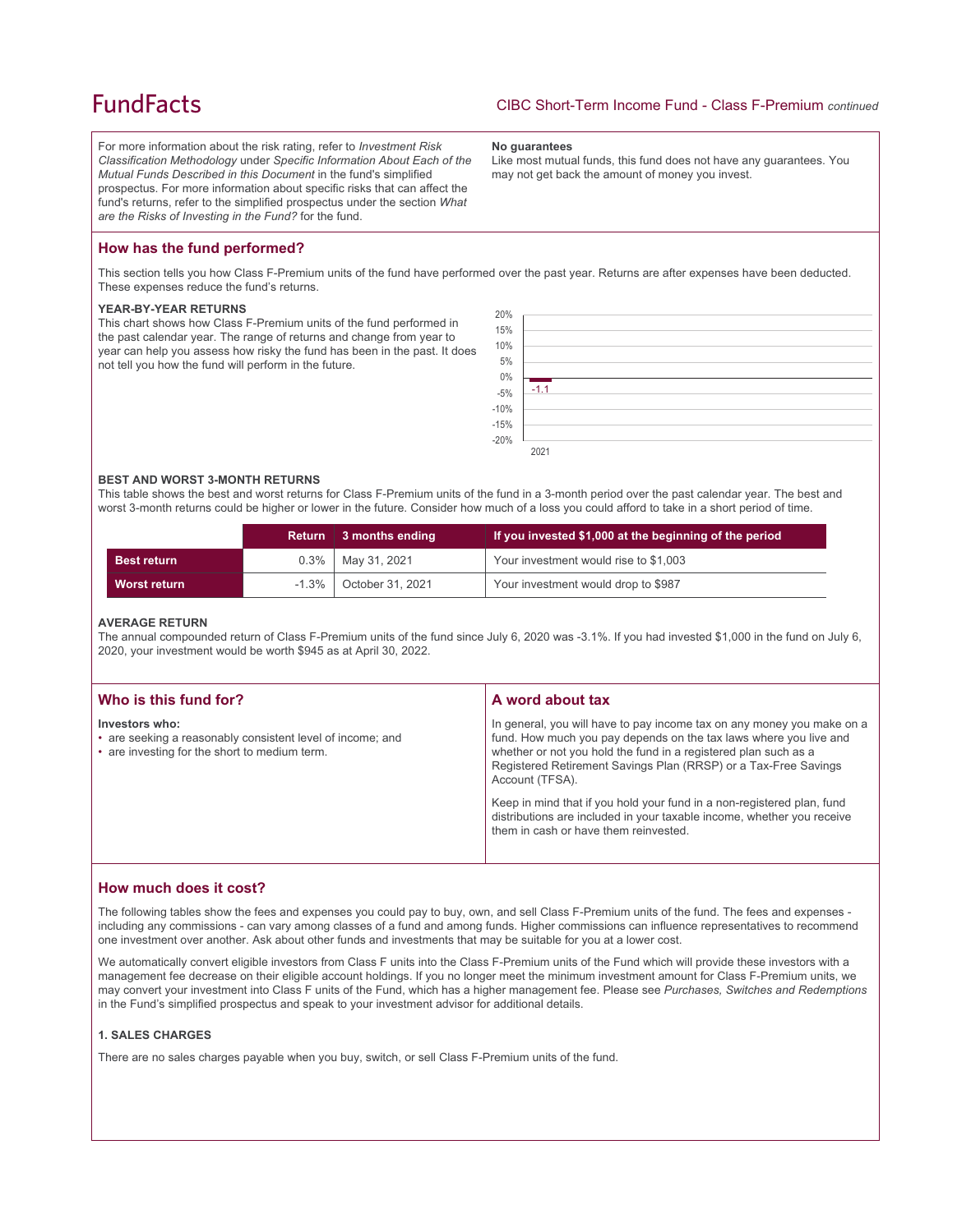For more information about the risk rating, refer to *Investment Risk Classification Methodology* under *Specific Information About Each of the Mutual Funds Described in this Document* in the fund's simplified prospectus. For more information about specific risks that can affect the fund's returns, refer to the simplified prospectus under the section *What are the Risks of Investing in the Fund?* for the fund.

**No guarantees**

Like most mutual funds, this fund does not have any guarantees. You may not get back the amount of money you invest.

## How has the fund performed?

This section tells you how Class F-Premium units of the fund have performed over the past year. Returns are after expenses have been deducted. These expenses reduce the fund's returns.

### YEAR-BY-YEAR RETURNS

This chart shows how Class F-Premium units of the fund performed in the past calendar year. The range of returns and change from year to year can help you assess how risky the fund has been in the past. It does not tell you how the fund will perform in the future.

| Year | Return (%) |
|---|---|
| 2021 | -1.1 |

### BEST AND WORST 3-MONTH RETURNS

This table shows the best and worst returns for Class F-Premium units of the fund in a 3-month period over the past calendar year. The best and worst 3-month returns could be higher or lower in the future. Consider how much of a loss you could afford to take in a short period of time.

| | Return | 3 months ending | If you invested $1,000 at the beginning of the period |
|---|---|---|---|
| **Best return** | 0.3% | May 31, 2021 | Your investment would rise to $1,003 |
| **Worst return** | -1.3% | October 31, 2021 | Your investment would drop to $987 |

### AVERAGE RETURN

The annual compounded return of Class F-Premium units of the fund since July 6, 2020 was -3.1%. If you had invested $1,000 in the fund on July 6, 2020, your investment would be worth $945 as at April 30, 2022.

## Who is this fund for?

**Investors who:**

- are seeking a reasonably consistent level of income; and
- are investing for the short to medium term.

## A word about tax

In general, you will have to pay income tax on any money you make on a fund. How much you pay depends on the tax laws where you live and whether or not you hold the fund in a registered plan such as a Registered Retirement Savings Plan (RRSP) or a Tax-Free Savings Account (TFSA).

Keep in mind that if you hold your fund in a non-registered plan, fund distributions are included in your taxable income, whether you receive them in cash or have them reinvested.

## How much does it cost?

The following tables show the fees and expenses you could pay to buy, own, and sell Class F-Premium units of the fund. The fees and expenses - including any commissions - can vary among classes of a fund and among funds. Higher commissions can influence representatives to recommend one investment over another. Ask about other funds and investments that may be suitable for you at a lower cost.

We automatically convert eligible investors from Class F units into the Class F-Premium units of the Fund which will provide these investors with a management fee decrease on their eligible account holdings. If you no longer meet the minimum investment amount for Class F-Premium units, we may convert your investment into Class F units of the Fund, which has a higher management fee. Please see *Purchases, Switches and Redemptions* in the Fund's simplified prospectus and speak to your investment advisor for additional details.

### 1. SALES CHARGES

There are no sales charges payable when you buy, switch, or sell Class F-Premium units of the fund.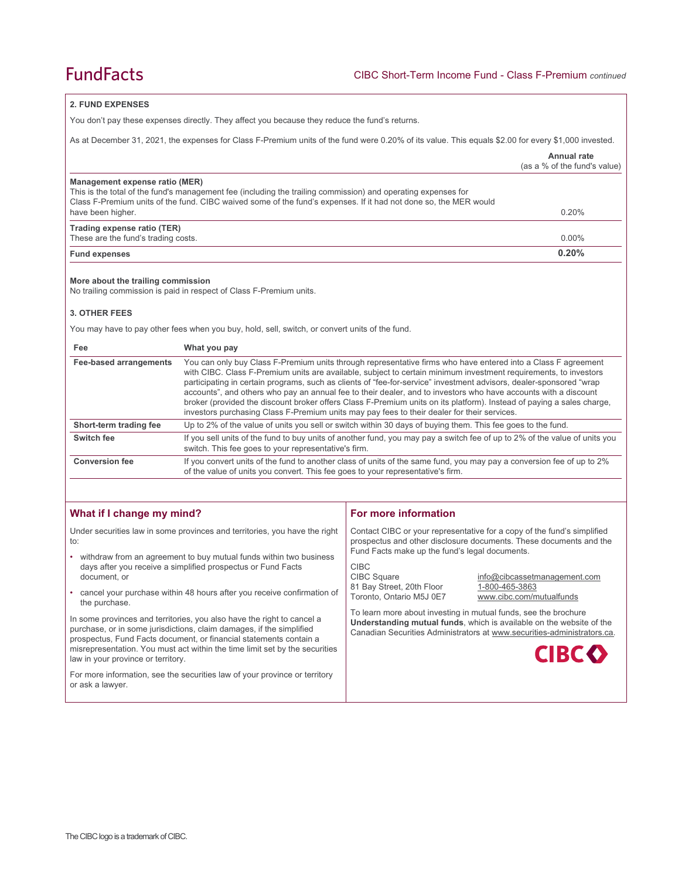## 2. FUND EXPENSES

You don't pay these expenses directly. They affect you because they reduce the fund's returns.

As at December 31, 2021, the expenses for Class F-Premium units of the fund were 0.20% of its value. This equals $2.00 for every $1,000 invested.

| | Annual rate (as a % of the fund's value) |
|---|---|
| **Management expense ratio (MER)**<br>This is the total of the fund's management fee (including the trailing commission) and operating expenses for Class F-Premium units of the fund. CIBC waived some of the fund's expenses. If it had not done so, the MER would have been higher. | 0.20% |
| **Trading expense ratio (TER)**<br>These are the fund's trading costs. | 0.00% |
| **Fund expenses** | **0.20%** |

**More about the trailing commission**

No trailing commission is paid in respect of Class F-Premium units.

## 3. OTHER FEES

You may have to pay other fees when you buy, hold, sell, switch, or convert units of the fund.

| Fee | What you pay |
|---|---|
| **Fee-based arrangements** | You can only buy Class F-Premium units through representative firms who have entered into a Class F agreement with CIBC. Class F-Premium units are available, subject to certain minimum investment requirements, to investors participating in certain programs, such as clients of "fee-for-service" investment advisors, dealer-sponsored "wrap accounts", and others who pay an annual fee to their dealer, and to investors who have accounts with a discount broker (provided the discount broker offers Class F-Premium units on its platform). Instead of paying a sales charge, investors purchasing Class F-Premium units may pay fees to their dealer for their services. |
| **Short-term trading fee** | Up to 2% of the value of units you sell or switch within 30 days of buying them. This fee goes to the fund. |
| **Switch fee** | If you sell units of the fund to buy units of another fund, you may pay a switch fee of up to 2% of the value of units you switch. This fee goes to your representative's firm. |
| **Conversion fee** | If you convert units of the fund to another class of units of the same fund, you may pay a conversion fee of up to 2% of the value of units you convert. This fee goes to your representative's firm. |

## What if I change my mind?

Under securities law in some provinces and territories, you have the right to:

- withdraw from an agreement to buy mutual funds within two business days after you receive a simplified prospectus or Fund Facts document, or
- cancel your purchase within 48 hours after you receive confirmation of the purchase.

In some provinces and territories, you also have the right to cancel a purchase, or in some jurisdictions, claim damages, if the simplified prospectus, Fund Facts document, or financial statements contain a misrepresentation. You must act within the time limit set by the securities law in your province or territory.

For more information, see the securities law of your province or territory or ask a lawyer.

## For more information

Contact CIBC or your representative for a copy of the fund's simplified prospectus and other disclosure documents. These documents and the Fund Facts make up the fund's legal documents.

CIBC
CIBC Square
81 Bay Street, 20th Floor
Toronto, Ontario M5J 0E7

info@cibcassetmanagement.com
1-800-465-3863
www.cibc.com/mutualfunds

To learn more about investing in mutual funds, see the brochure **Understanding mutual funds**, which is available on the website of the Canadian Securities Administrators at www.securities-administrators.ca.

CIBC

The CIBC logo is a trademark of CIBC.